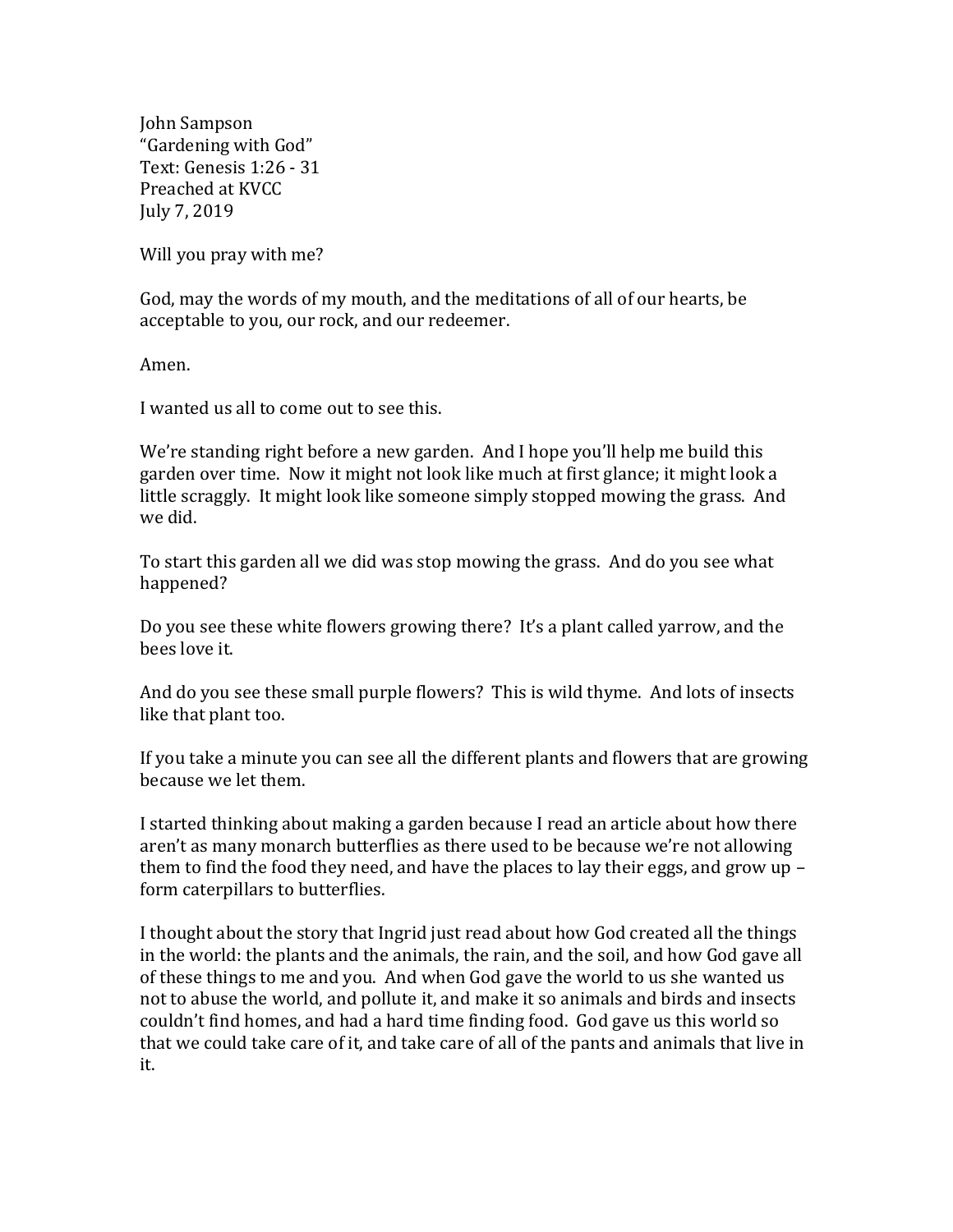John Sampson
"Gardening with God"
Text: Genesis 1:26 - 31
Preached at KVCC
July 7, 2019

Will you pray with me?

God, may the words of my mouth, and the meditations of all of our hearts, be acceptable to you, our rock, and our redeemer.

Amen.

I wanted us all to come out to see this.

We're standing right before a new garden. And I hope you'll help me build this garden over time. Now it might not look like much at first glance; it might look a little scraggly. It might look like someone simply stopped mowing the grass. And we did.

To start this garden all we did was stop mowing the grass. And do you see what happened?

Do you see these white flowers growing there? It's a plant called yarrow, and the bees love it.

And do you see these small purple flowers? This is wild thyme. And lots of insects like that plant too.

If you take a minute you can see all the different plants and flowers that are growing because we let them.

I started thinking about making a garden because I read an article about how there aren't as many monarch butterflies as there used to be because we're not allowing them to find the food they need, and have the places to lay their eggs, and grow up – form caterpillars to butterflies.

I thought about the story that Ingrid just read about how God created all the things in the world: the plants and the animals, the rain, and the soil, and how God gave all of these things to me and you. And when God gave the world to us she wanted us not to abuse the world, and pollute it, and make it so animals and birds and insects couldn't find homes, and had a hard time finding food. God gave us this world so that we could take care of it, and take care of all of the pants and animals that live in it.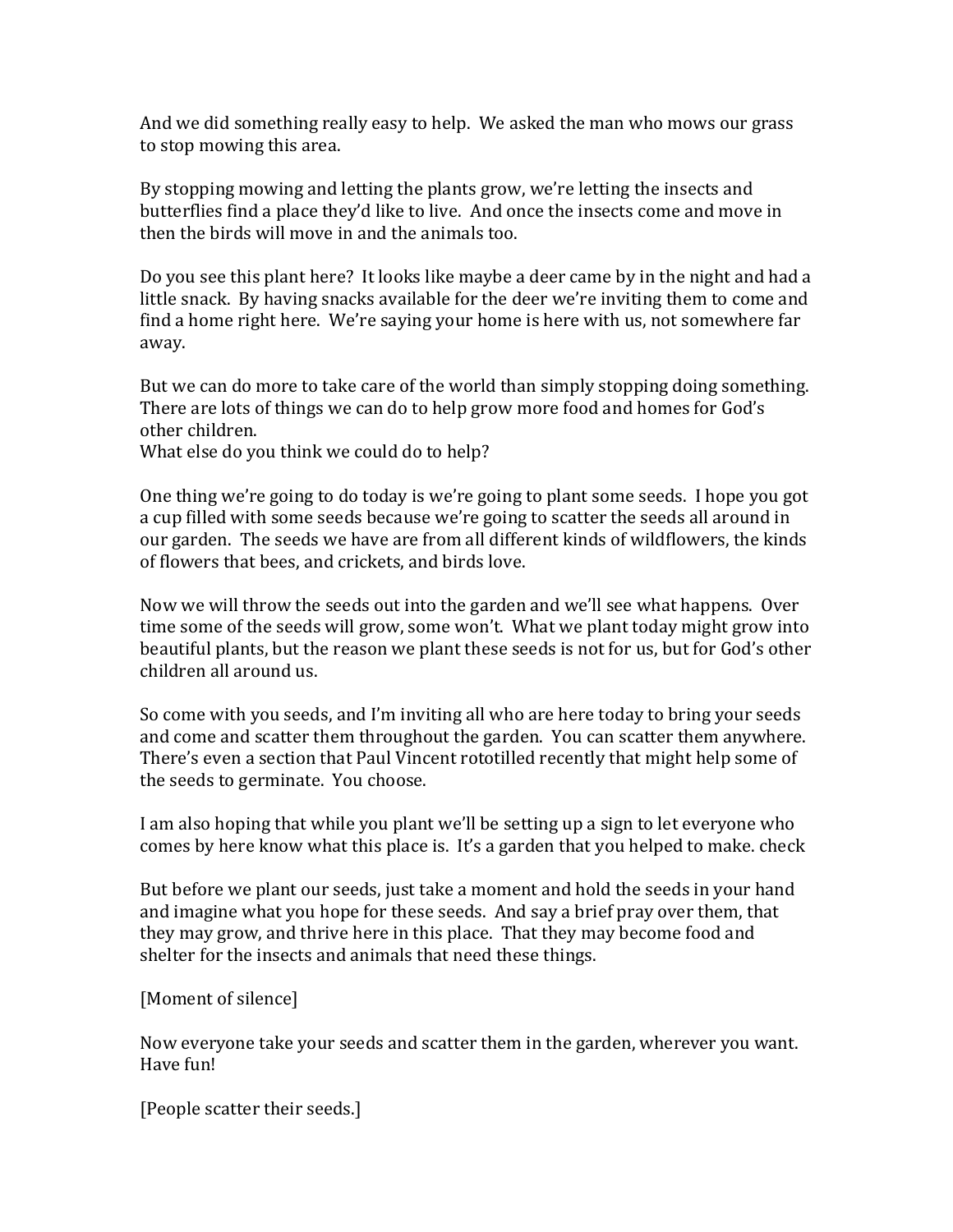And we did something really easy to help. We asked the man who mows our grass to stop mowing this area.

By stopping mowing and letting the plants grow, we're letting the insects and butterflies find a place they'd like to live. And once the insects come and move in then the birds will move in and the animals too.

Do you see this plant here? It looks like maybe a deer came by in the night and had a little snack. By having snacks available for the deer we're inviting them to come and find a home right here. We're saying your home is here with us, not somewhere far away.

But we can do more to take care of the world than simply stopping doing something. There are lots of things we can do to help grow more food and homes for God's other children.
What else do you think we could do to help?

One thing we're going to do today is we're going to plant some seeds. I hope you got a cup filled with some seeds because we're going to scatter the seeds all around in our garden. The seeds we have are from all different kinds of wildflowers, the kinds of flowers that bees, and crickets, and birds love.

Now we will throw the seeds out into the garden and we'll see what happens. Over time some of the seeds will grow, some won't. What we plant today might grow into beautiful plants, but the reason we plant these seeds is not for us, but for God's other children all around us.

So come with you seeds, and I'm inviting all who are here today to bring your seeds and come and scatter them throughout the garden. You can scatter them anywhere. There's even a section that Paul Vincent rototilled recently that might help some of the seeds to germinate. You choose.

I am also hoping that while you plant we'll be setting up a sign to let everyone who comes by here know what this place is. It's a garden that you helped to make. check

But before we plant our seeds, just take a moment and hold the seeds in your hand and imagine what you hope for these seeds. And say a brief pray over them, that they may grow, and thrive here in this place. That they may become food and shelter for the insects and animals that need these things.

[Moment of silence]

Now everyone take your seeds and scatter them in the garden, wherever you want. Have fun!

[People scatter their seeds.]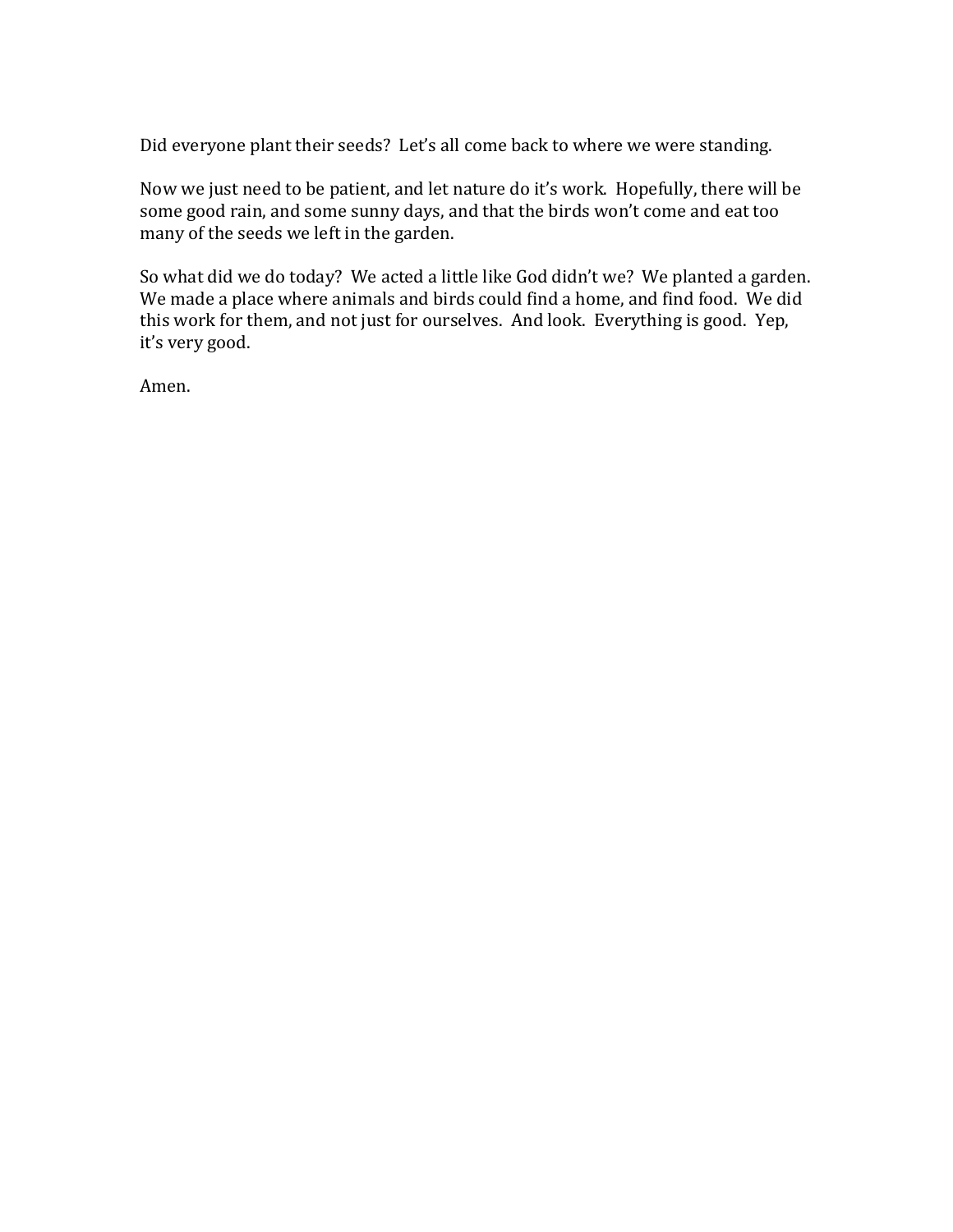Did everyone plant their seeds?  Let's all come back to where we were standing.

Now we just need to be patient, and let nature do it's work.  Hopefully, there will be some good rain, and some sunny days, and that the birds won't come and eat too many of the seeds we left in the garden.

So what did we do today?  We acted a little like God didn't we?  We planted a garden.  We made a place where animals and birds could find a home, and find food.  We did this work for them, and not just for ourselves.  And look.  Everything is good.  Yep, it's very good.

Amen.